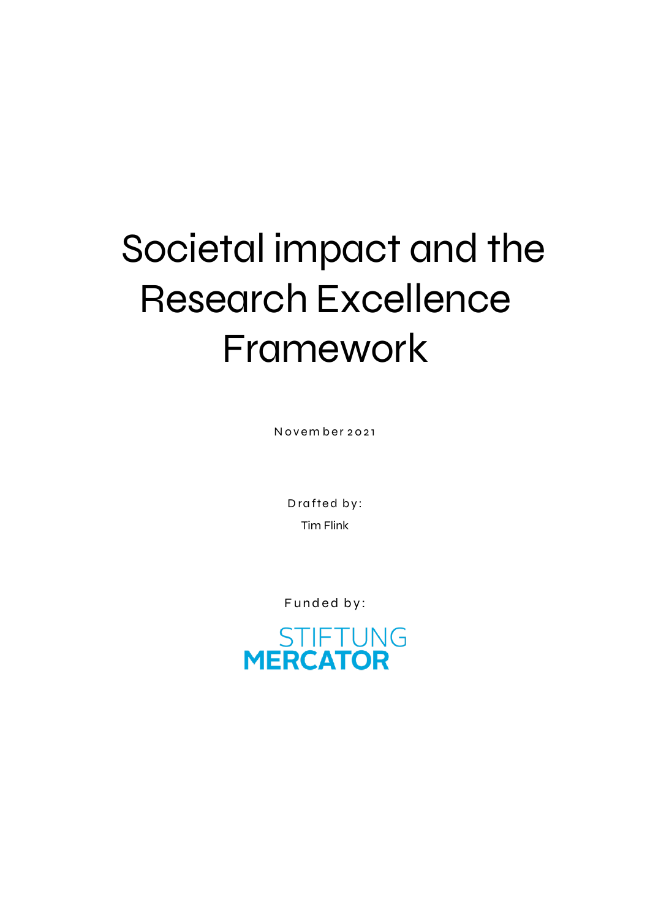# Societal impact and the Research Excellence Framework

November 2021

Drafted by:

Tim Flink

Funded by:

STIFTUNG MERCATOR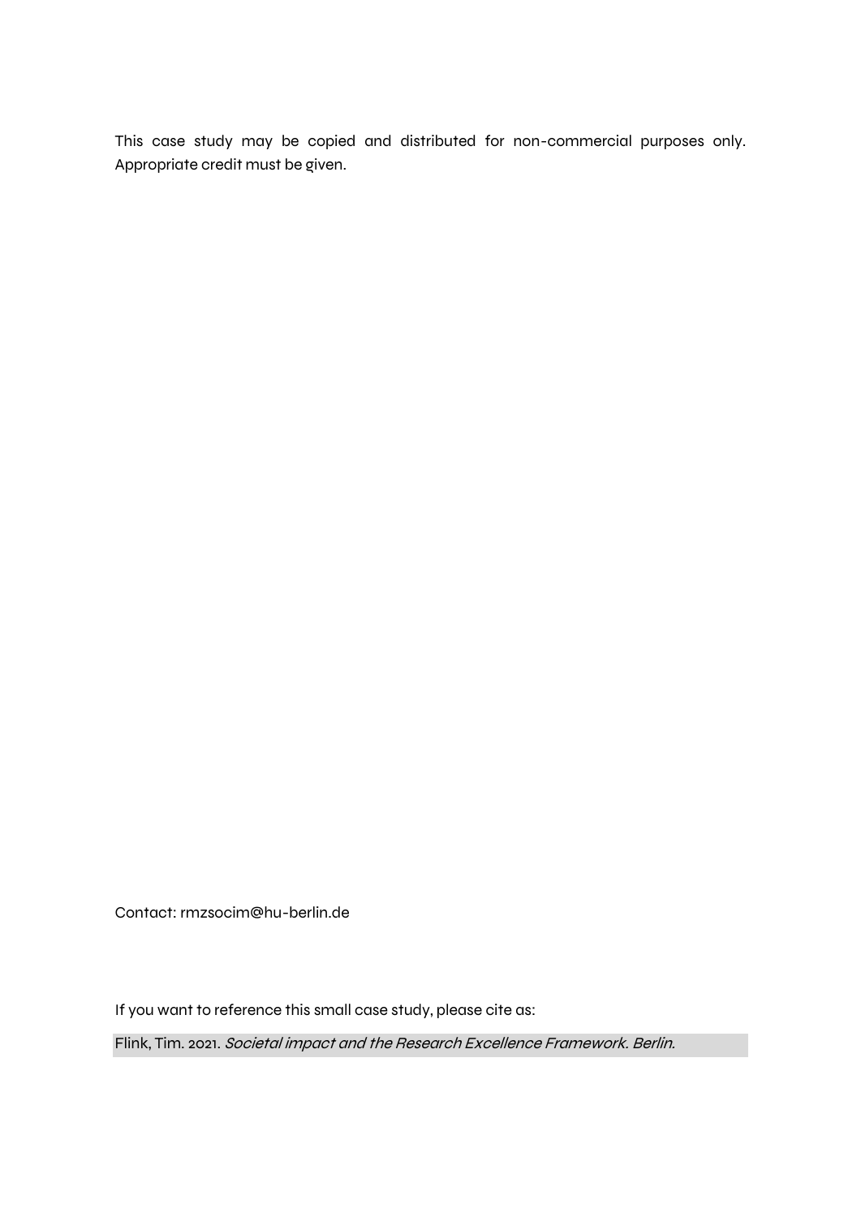This case study may be copied and distributed for non-commercial purposes only. Appropriate credit must be given.

Contact: rmzsocim@hu-berlin.de

If you want to reference this small case study, please cite as:

Flink, Tim. 2021. *Societal impact and the Research Excellence Framework. Berlin.*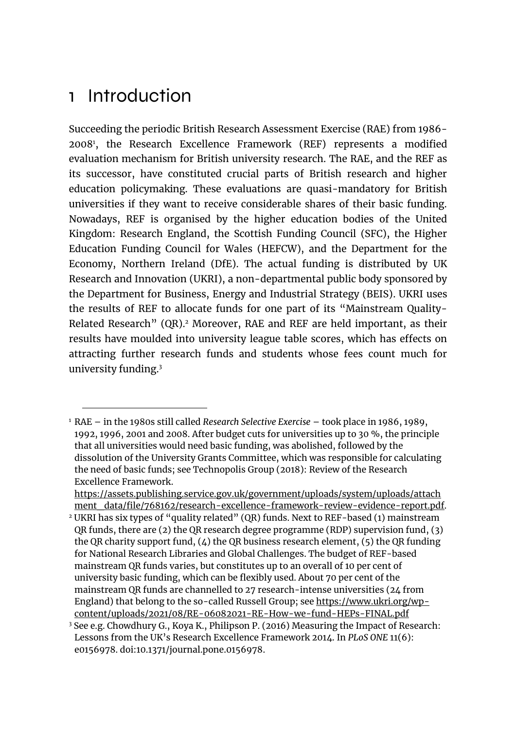# 1 Introduction

Succeeding the periodic British Research Assessment Exercise (RAE) from 1986-2008[1], the Research Excellence Framework (REF) represents a modified evaluation mechanism for British university research. The RAE, and the REF as its successor, have constituted crucial parts of British research and higher education policymaking. These evaluations are quasi-mandatory for British universities if they want to receive considerable shares of their basic funding. Nowadays, REF is organised by the higher education bodies of the United Kingdom: Research England, the Scottish Funding Council (SFC), the Higher Education Funding Council for Wales (HEFCW), and the Department for the Economy, Northern Ireland (DfE). The actual funding is distributed by UK Research and Innovation (UKRI), a non-departmental public body sponsored by the Department for Business, Energy and Industrial Strategy (BEIS). UKRI uses the results of REF to allocate funds for one part of its "Mainstream Quality-Related Research" (QR).[2] Moreover, RAE and REF are held important, as their results have moulded into university league table scores, which has effects on attracting further research funds and students whose fees count much for university funding.[3]

---

[1] RAE – in the 1980s still called *Research Selective Exercise* – took place in 1986, 1989, 1992, 1996, 2001 and 2008. After budget cuts for universities up to 30 %, the principle that all universities would need basic funding, was abolished, followed by the dissolution of the University Grants Committee, which was responsible for calculating the need of basic funds; see Technopolis Group (2018): Review of the Research Excellence Framework. https://assets.publishing.service.gov.uk/government/uploads/system/uploads/attachment_data/file/768162/research-excellence-framework-review-evidence-report.pdf.

[2] UKRI has six types of "quality related" (QR) funds. Next to REF-based (1) mainstream QR funds, there are (2) the QR research degree programme (RDP) supervision fund, (3) the QR charity support fund, (4) the QR business research element, (5) the QR funding for National Research Libraries and Global Challenges. The budget of REF-based mainstream QR funds varies, but constitutes up to an overall of 10 per cent of university basic funding, which can be flexibly used. About 70 per cent of the mainstream QR funds are channelled to 27 research-intense universities (24 from England) that belong to the so-called Russell Group; see https://www.ukri.org/wp-content/uploads/2021/08/RE-06082021-RE-How-we-fund-HEPs-FINAL.pdf

[3] See e.g. Chowdhury G., Koya K., Philipson P. (2016) Measuring the Impact of Research: Lessons from the UK's Research Excellence Framework 2014. In *PLoS ONE* 11(6): e0156978. doi:10.1371/journal.pone.0156978.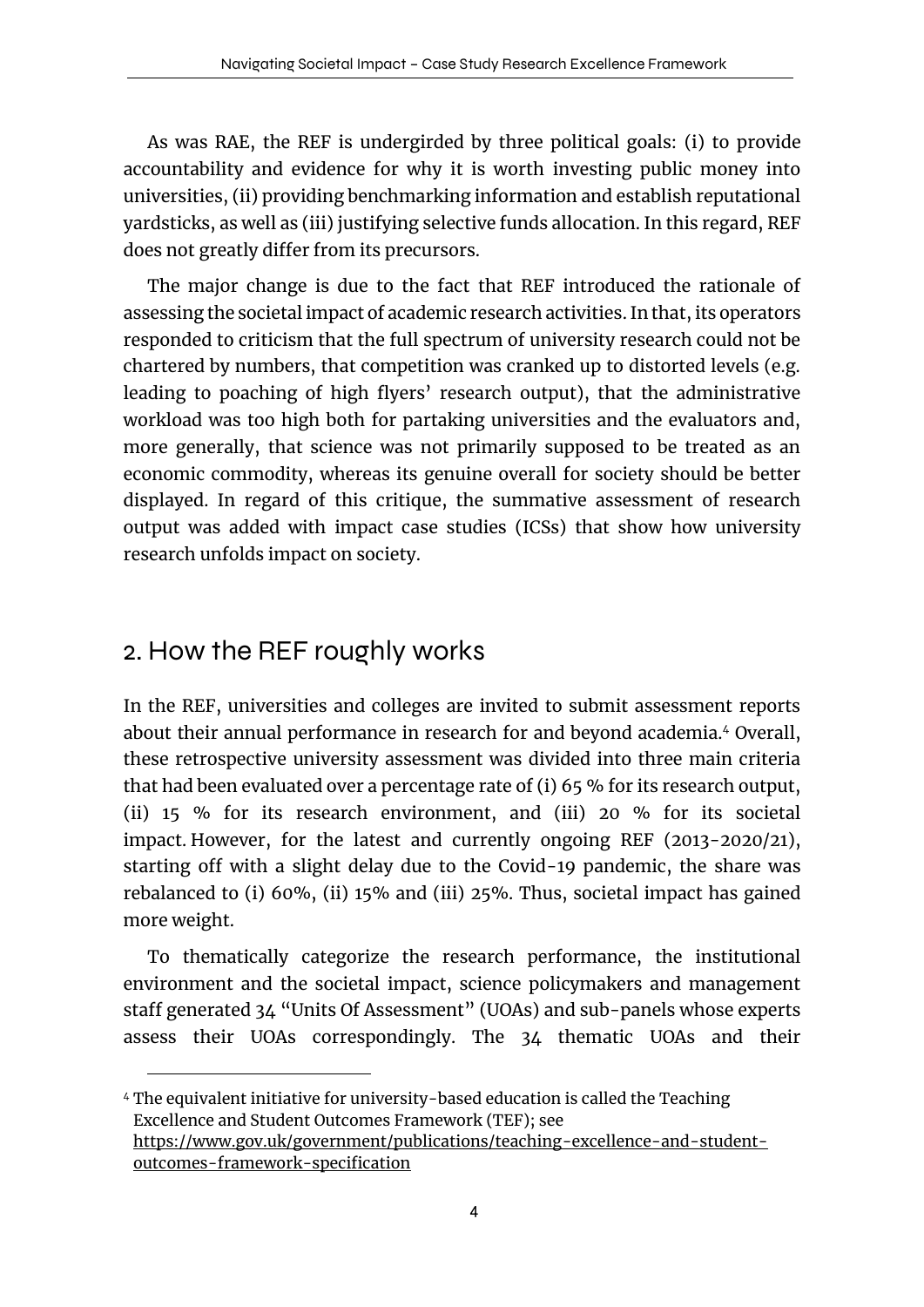As was RAE, the REF is undergirded by three political goals: (i) to provide accountability and evidence for why it is worth investing public money into universities, (ii) providing benchmarking information and establish reputational yardsticks, as well as (iii) justifying selective funds allocation. In this regard, REF does not greatly differ from its precursors.

The major change is due to the fact that REF introduced the rationale of assessing the societal impact of academic research activities. In that, its operators responded to criticism that the full spectrum of university research could not be chartered by numbers, that competition was cranked up to distorted levels (e.g. leading to poaching of high flyers' research output), that the administrative workload was too high both for partaking universities and the evaluators and, more generally, that science was not primarily supposed to be treated as an economic commodity, whereas its genuine overall for society should be better displayed. In regard of this critique, the summative assessment of research output was added with impact case studies (ICSs) that show how university research unfolds impact on society.

## 2. How the REF roughly works

In the REF, universities and colleges are invited to submit assessment reports about their annual performance in research for and beyond academia.[4] Overall, these retrospective university assessment was divided into three main criteria that had been evaluated over a percentage rate of (i) 65 % for its research output, (ii) 15 % for its research environment, and (iii) 20 % for its societal impact. However, for the latest and currently ongoing REF (2013-2020/21), starting off with a slight delay due to the Covid-19 pandemic, the share was rebalanced to (i) 60%, (ii) 15% and (iii) 25%. Thus, societal impact has gained more weight.

To thematically categorize the research performance, the institutional environment and the societal impact, science policymakers and management staff generated 34 "Units Of Assessment" (UOAs) and sub-panels whose experts assess their UOAs correspondingly. The 34 thematic UOAs and their

[4] The equivalent initiative for university-based education is called the Teaching Excellence and Student Outcomes Framework (TEF); see https://www.gov.uk/government/publications/teaching-excellence-and-student-outcomes-framework-specification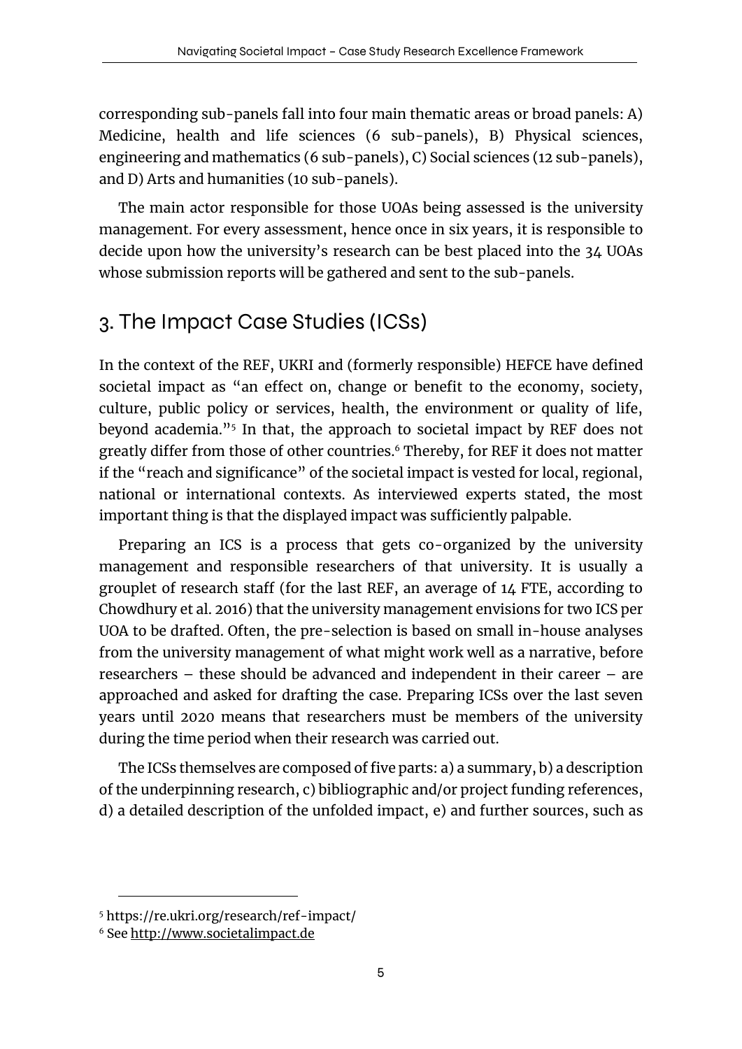corresponding sub-panels fall into four main thematic areas or broad panels: A) Medicine, health and life sciences (6 sub-panels), B) Physical sciences, engineering and mathematics (6 sub-panels), C) Social sciences (12 sub-panels), and D) Arts and humanities (10 sub-panels).

The main actor responsible for those UOAs being assessed is the university management. For every assessment, hence once in six years, it is responsible to decide upon how the university's research can be best placed into the 34 UOAs whose submission reports will be gathered and sent to the sub-panels.

## 3. The Impact Case Studies (ICSs)

In the context of the REF, UKRI and (formerly responsible) HEFCE have defined societal impact as "an effect on, change or benefit to the economy, society, culture, public policy or services, health, the environment or quality of life, beyond academia."[5] In that, the approach to societal impact by REF does not greatly differ from those of other countries.[6] Thereby, for REF it does not matter if the "reach and significance" of the societal impact is vested for local, regional, national or international contexts. As interviewed experts stated, the most important thing is that the displayed impact was sufficiently palpable.

Preparing an ICS is a process that gets co-organized by the university management and responsible researchers of that university. It is usually a grouplet of research staff (for the last REF, an average of 14 FTE, according to Chowdhury et al. 2016) that the university management envisions for two ICS per UOA to be drafted. Often, the pre-selection is based on small in-house analyses from the university management of what might work well as a narrative, before researchers – these should be advanced and independent in their career – are approached and asked for drafting the case. Preparing ICSs over the last seven years until 2020 means that researchers must be members of the university during the time period when their research was carried out.

The ICSs themselves are composed of five parts: a) a summary, b) a description of the underpinning research, c) bibliographic and/or project funding references, d) a detailed description of the unfolded impact, e) and further sources, such as

---

[5] https://re.ukri.org/research/ref-impact/

[6] See http://www.societalimpact.de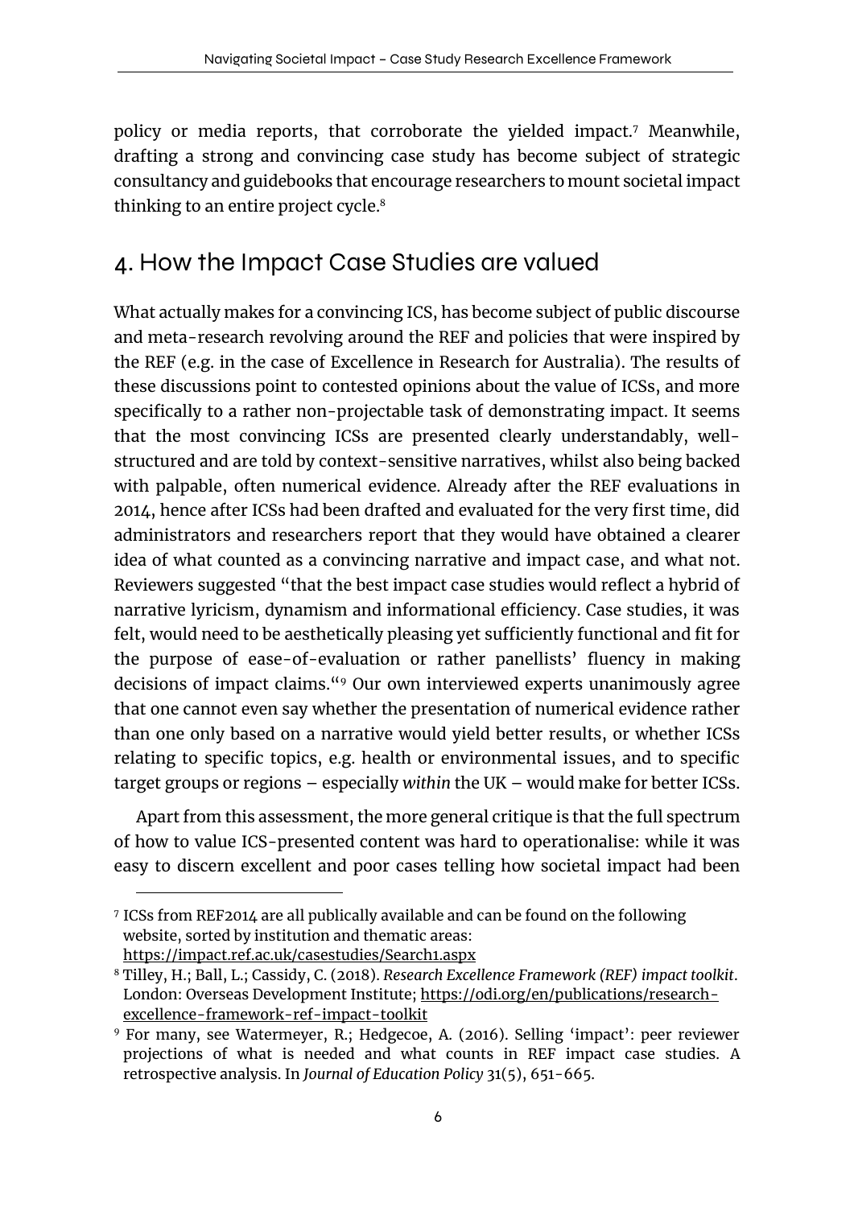policy or media reports, that corroborate the yielded impact.[7] Meanwhile, drafting a strong and convincing case study has become subject of strategic consultancy and guidebooks that encourage researchers to mount societal impact thinking to an entire project cycle.[8]

## 4. How the Impact Case Studies are valued

What actually makes for a convincing ICS, has become subject of public discourse and meta-research revolving around the REF and policies that were inspired by the REF (e.g. in the case of Excellence in Research for Australia). The results of these discussions point to contested opinions about the value of ICSs, and more specifically to a rather non-projectable task of demonstrating impact. It seems that the most convincing ICSs are presented clearly understandably, well-structured and are told by context-sensitive narratives, whilst also being backed with palpable, often numerical evidence. Already after the REF evaluations in 2014, hence after ICSs had been drafted and evaluated for the very first time, did administrators and researchers report that they would have obtained a clearer idea of what counted as a convincing narrative and impact case, and what not. Reviewers suggested "that the best impact case studies would reflect a hybrid of narrative lyricism, dynamism and informational efficiency. Case studies, it was felt, would need to be aesthetically pleasing yet sufficiently functional and fit for the purpose of ease-of-evaluation or rather panellists' fluency in making decisions of impact claims."[9] Our own interviewed experts unanimously agree that one cannot even say whether the presentation of numerical evidence rather than one only based on a narrative would yield better results, or whether ICSs relating to specific topics, e.g. health or environmental issues, and to specific target groups or regions – especially *within* the UK – would make for better ICSs.

Apart from this assessment, the more general critique is that the full spectrum of how to value ICS-presented content was hard to operationalise: while it was easy to discern excellent and poor cases telling how societal impact had been

---

[7] ICSs from REF2014 are all publically available and can be found on the following website, sorted by institution and thematic areas: https://impact.ref.ac.uk/casestudies/Search1.aspx

[8] Tilley, H.; Ball, L.; Cassidy, C. (2018). *Research Excellence Framework (REF) impact toolkit*. London: Overseas Development Institute; https://odi.org/en/publications/research-excellence-framework-ref-impact-toolkit

[9] For many, see Watermeyer, R.; Hedgecoe, A. (2016). Selling 'impact': peer reviewer projections of what is needed and what counts in REF impact case studies. A retrospective analysis. In *Journal of Education Policy* 31(5), 651-665.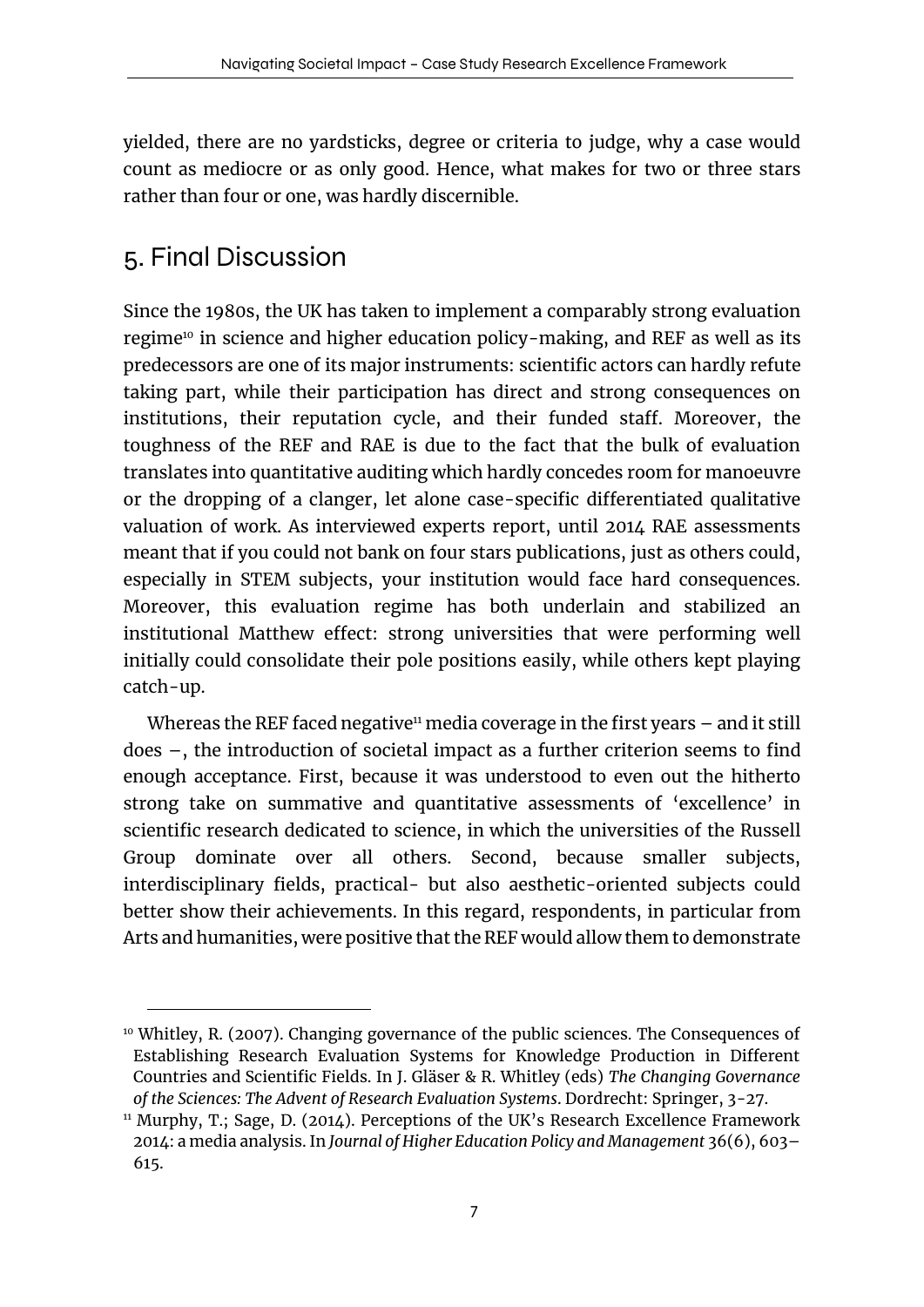yielded, there are no yardsticks, degree or criteria to judge, why a case would count as mediocre or as only good. Hence, what makes for two or three stars rather than four or one, was hardly discernible.

## 5. Final Discussion

Since the 1980s, the UK has taken to implement a comparably strong evaluation regime[10] in science and higher education policy-making, and REF as well as its predecessors are one of its major instruments: scientific actors can hardly refute taking part, while their participation has direct and strong consequences on institutions, their reputation cycle, and their funded staff. Moreover, the toughness of the REF and RAE is due to the fact that the bulk of evaluation translates into quantitative auditing which hardly concedes room for manoeuvre or the dropping of a clanger, let alone case-specific differentiated qualitative valuation of work. As interviewed experts report, until 2014 RAE assessments meant that if you could not bank on four stars publications, just as others could, especially in STEM subjects, your institution would face hard consequences. Moreover, this evaluation regime has both underlain and stabilized an institutional Matthew effect: strong universities that were performing well initially could consolidate their pole positions easily, while others kept playing catch-up.

Whereas the REF faced negative[11] media coverage in the first years – and it still does –, the introduction of societal impact as a further criterion seems to find enough acceptance. First, because it was understood to even out the hitherto strong take on summative and quantitative assessments of 'excellence' in scientific research dedicated to science, in which the universities of the Russell Group dominate over all others. Second, because smaller subjects, interdisciplinary fields, practical- but also aesthetic-oriented subjects could better show their achievements. In this regard, respondents, in particular from Arts and humanities, were positive that the REF would allow them to demonstrate

---

[10] Whitley, R. (2007). Changing governance of the public sciences. The Consequences of Establishing Research Evaluation Systems for Knowledge Production in Different Countries and Scientific Fields. In J. Gläser & R. Whitley (eds) *The Changing Governance of the Sciences: The Advent of Research Evaluation Systems*. Dordrecht: Springer, 3-27.

[11] Murphy, T.; Sage, D. (2014). Perceptions of the UK's Research Excellence Framework 2014: a media analysis. In *Journal of Higher Education Policy and Management* 36(6), 603–615.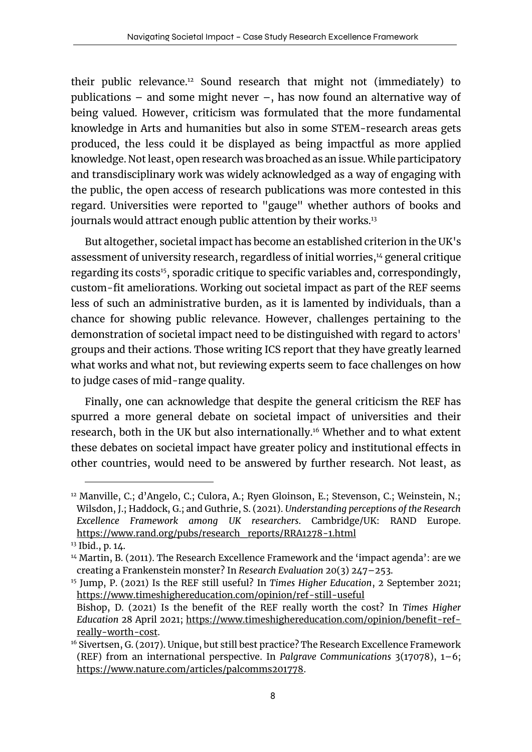their public relevance.[12] Sound research that might not (immediately) to publications – and some might never –, has now found an alternative way of being valued. However, criticism was formulated that the more fundamental knowledge in Arts and humanities but also in some STEM-research areas gets produced, the less could it be displayed as being impactful as more applied knowledge. Not least, open research was broached as an issue. While participatory and transdisciplinary work was widely acknowledged as a way of engaging with the public, the open access of research publications was more contested in this regard. Universities were reported to "gauge" whether authors of books and journals would attract enough public attention by their works.[13]

But altogether, societal impact has become an established criterion in the UK's assessment of university research, regardless of initial worries,[14] general critique regarding its costs[15], sporadic critique to specific variables and, correspondingly, custom-fit ameliorations. Working out societal impact as part of the REF seems less of such an administrative burden, as it is lamented by individuals, than a chance for showing public relevance. However, challenges pertaining to the demonstration of societal impact need to be distinguished with regard to actors' groups and their actions. Those writing ICS report that they have greatly learned what works and what not, but reviewing experts seem to face challenges on how to judge cases of mid-range quality.

Finally, one can acknowledge that despite the general criticism the REF has spurred a more general debate on societal impact of universities and their research, both in the UK but also internationally.[16] Whether and to what extent these debates on societal impact have greater policy and institutional effects in other countries, would need to be answered by further research. Not least, as

---

[12] Manville, C.; d'Angelo, C.; Culora, A.; Ryen Gloinson, E.; Stevenson, C.; Weinstein, N.; Wilsdon, J.; Haddock, G.; and Guthrie, S. (2021). *Understanding perceptions of the Research Excellence Framework among UK researchers*. Cambridge/UK: RAND Europe. https://www.rand.org/pubs/research_reports/RRA1278-1.html

[13] Ibid., p. 14.

[14] Martin, B. (2011). The Research Excellence Framework and the 'impact agenda': are we creating a Frankenstein monster? In *Research Evaluation* 20(3) 247–253.

[15] Jump, P. (2021) Is the REF still useful? In *Times Higher Education*, 2 September 2021; https://www.timeshighereducation.com/opinion/ref-still-useful
Bishop, D. (2021) Is the benefit of the REF really worth the cost? In *Times Higher Education* 28 April 2021; https://www.timeshighereducation.com/opinion/benefit-ref-really-worth-cost.

[16] Sivertsen, G. (2017). Unique, but still best practice? The Research Excellence Framework (REF) from an international perspective. In *Palgrave Communications* 3(17078), 1–6; https://www.nature.com/articles/palcomms201778.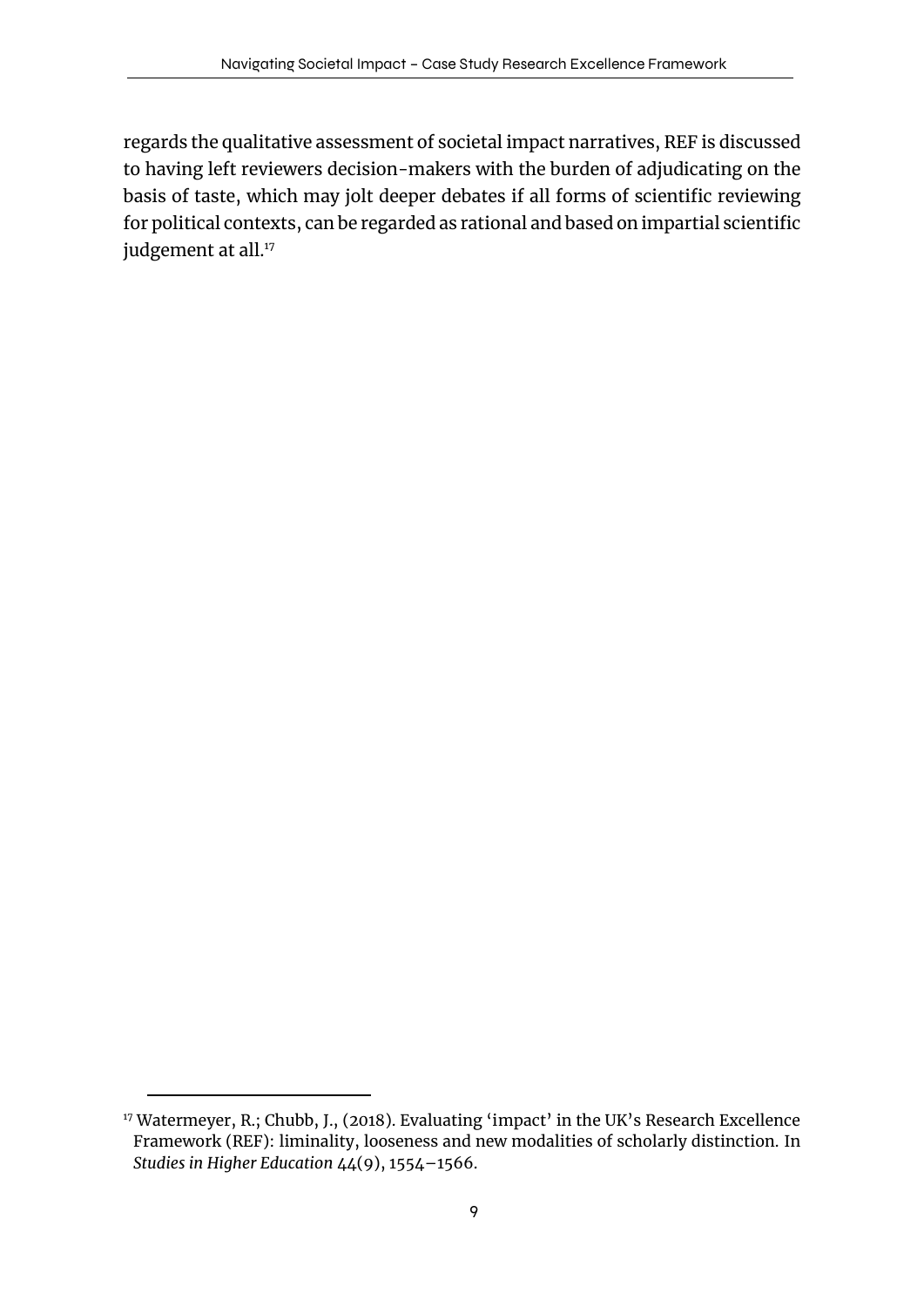regards the qualitative assessment of societal impact narratives, REF is discussed to having left reviewers decision-makers with the burden of adjudicating on the basis of taste, which may jolt deeper debates if all forms of scientific reviewing for political contexts, can be regarded as rational and based on impartial scientific judgement at all.[17]

---

[17] Watermeyer, R.; Chubb, J., (2018). Evaluating 'impact' in the UK's Research Excellence Framework (REF): liminality, looseness and new modalities of scholarly distinction. In *Studies in Higher Education* 44(9), 1554–1566.